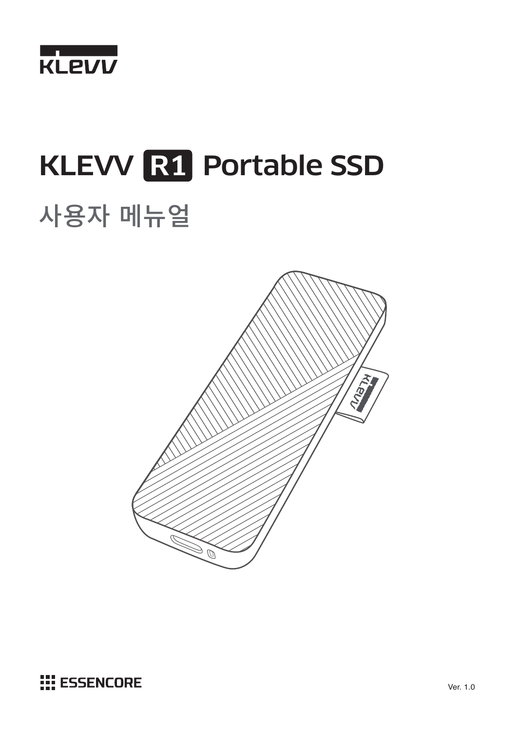KLEVV

# KLEVV R1 Portable SSD

## 사용자 메뉴얼

ESSENCORE

Ver. 1.0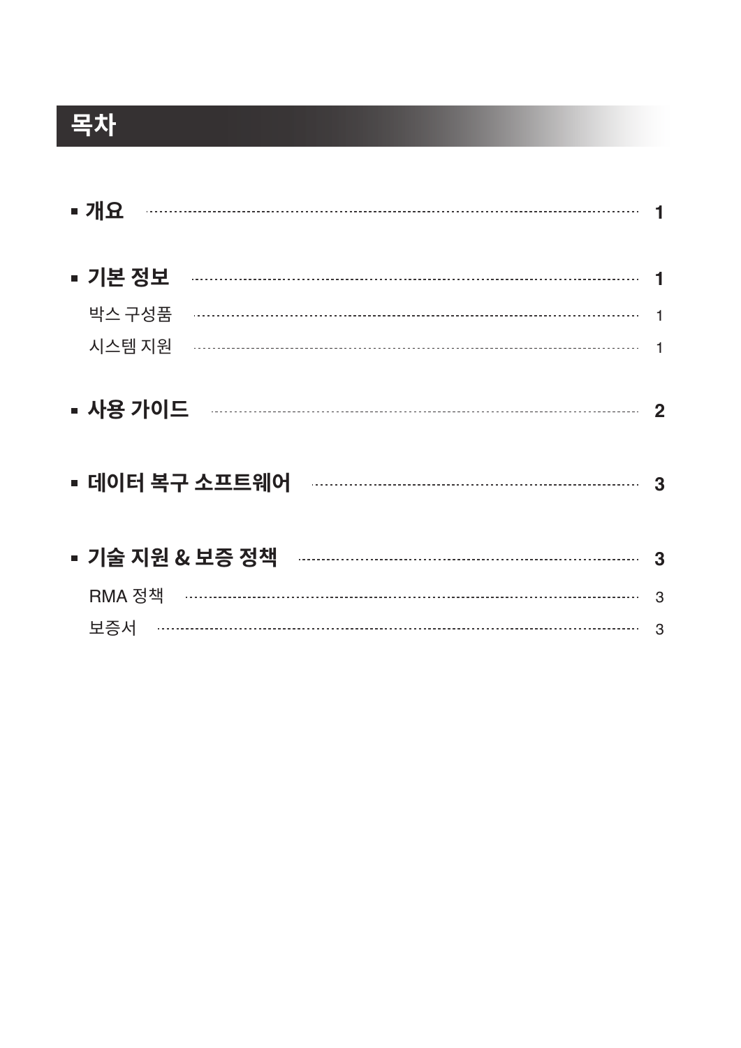# 목차

- **개요** ........ **1**
- **기본 정보** ........ **1**
  - 박스 구성품 ........ 1
  - 시스템 지원 ........ 1
- **사용 가이드** ........ **2**
- **데이터 복구 소프트웨어** ........ **3**
- **기술 지원 & 보증 정책** ........ **3**
  - RMA 정책 ........ 3
  - 보증서 ........ 3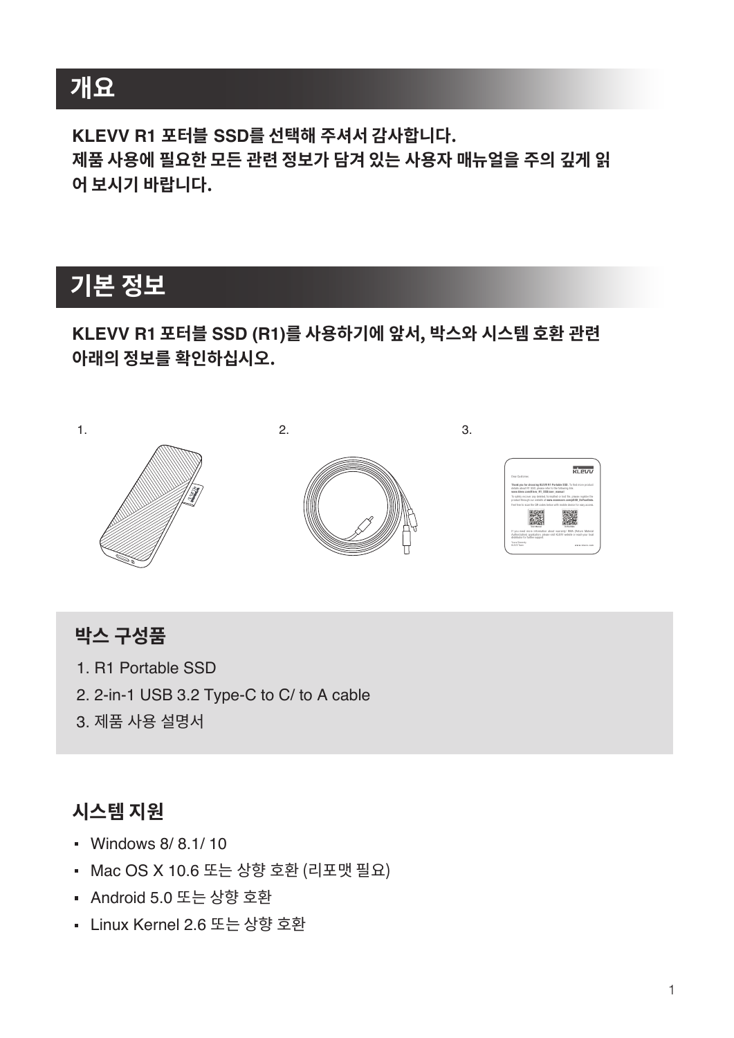# 개요

**KLEVV R1 포터블 SSD를 선택해 주셔서 감사합니다.**
**제품 사용에 필요한 모든 관련 정보가 담겨 있는 사용자 매뉴얼을 주의 깊게 읽어 보시기 바랍니다.**

# 기본 정보

**KLEVV R1 포터블 SSD (R1)를 사용하기에 앞서, 박스와 시스템 호환 관련 아래의 정보를 확인하십시오.**

1.

2.

3.

## 박스 구성품

1. R1 Portable SSD
2. 2-in-1 USB 3.2 Type-C to C/ to A cable
3. 제품 사용 설명서

## 시스템 지원

- Windows 8/ 8.1/ 10
- Mac OS X 10.6 또는 상향 호환 (리포맷 필요)
- Android 5.0 또는 상향 호환
- Linux Kernel 2.6 또는 상향 호환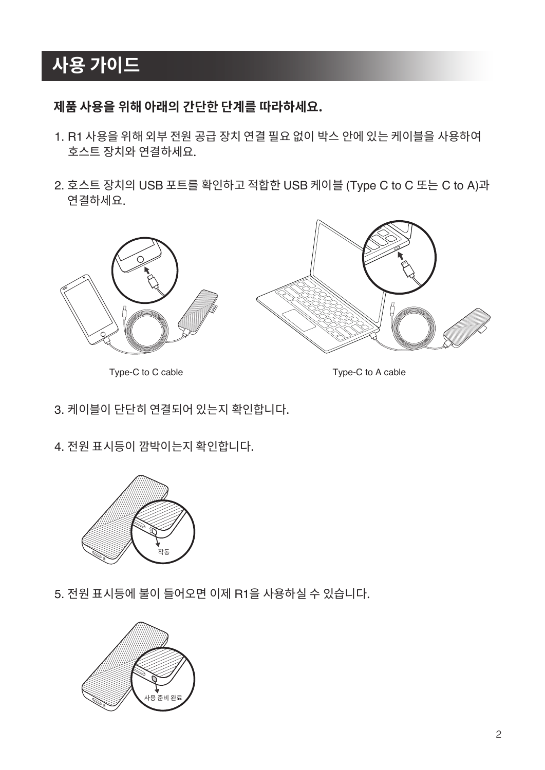# 사용 가이드

**제품 사용을 위해 아래의 간단한 단계를 따라하세요.**

1. R1 사용을 위해 외부 전원 공급 장치 연결 필요 없이 박스 안에 있는 케이블을 사용하여 호스트 장치와 연결하세요.

2. 호스트 장치의 USB 포트를 확인하고 적합한 USB 케이블 (Type C to C 또는 C to A)과 연결하세요.

Type-C to C cable

Type-C to A cable

3. 케이블이 단단히 연결되어 있는지 확인합니다.

4. 전원 표시등이 깜박이는지 확인합니다.

작동

5. 전원 표시등에 불이 들어오면 이제 R1을 사용하실 수 있습니다.

사용 준비 완료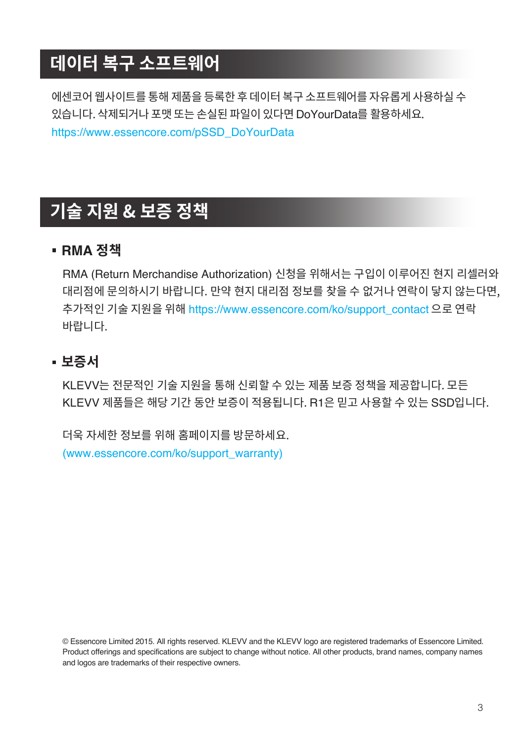## 데이터 복구 소프트웨어

에센코어 웹사이트를 통해 제품을 등록한 후 데이터 복구 소프트웨어를 자유롭게 사용하실 수 있습니다. 삭제되거나 포맷 또는 손실된 파일이 있다면 DoYourData를 활용하세요.
https://www.essencore.com/pSSD_DoYourData

## 기술 지원 & 보증 정책

### ▪ RMA 정책

RMA (Return Merchandise Authorization) 신청을 위해서는 구입이 이루어진 현지 리셀러와 대리점에 문의하시기 바랍니다. 만약 현지 대리점 정보를 찾을 수 없거나 연락이 닿지 않는다면, 추가적인 기술 지원을 위해 https://www.essencore.com/ko/support_contact 으로 연락 바랍니다.

### ▪ 보증서

KLEVV는 전문적인 기술 지원을 통해 신뢰할 수 있는 제품 보증 정책을 제공합니다. 모든 KLEVV 제품들은 해당 기간 동안 보증이 적용됩니다. R1은 믿고 사용할 수 있는 SSD입니다.

더욱 자세한 정보를 위해 홈페이지를 방문하세요.
(www.essencore.com/ko/support_warranty)

© Essencore Limited 2015. All rights reserved. KLEVV and the KLEVV logo are registered trademarks of Essencore Limited. Product offerings and specifications are subject to change without notice. All other products, brand names, company names and logos are trademarks of their respective owners.